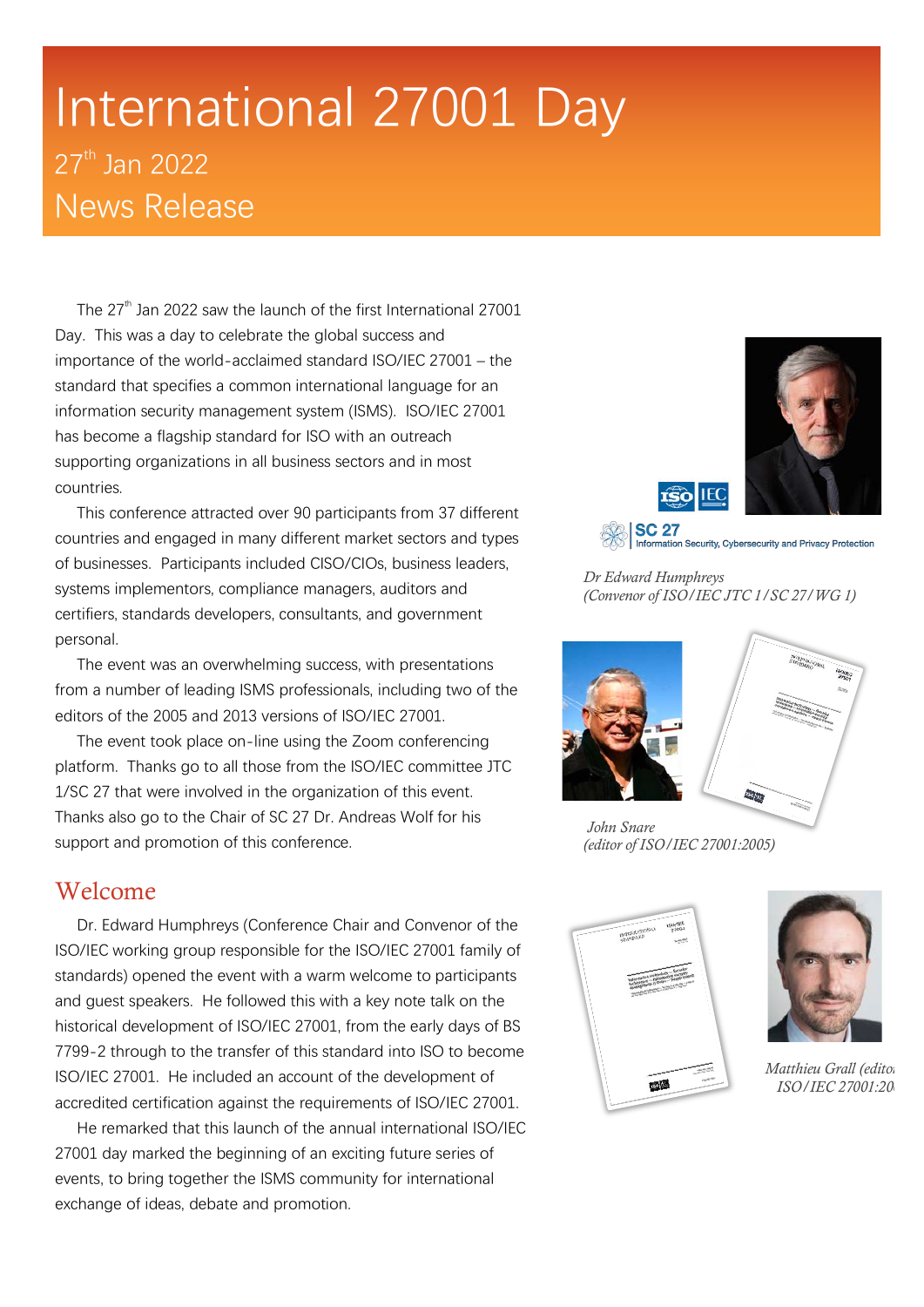# International 27001 Day

27th Jan 2022

News Release

The 27th Jan 2022 saw the launch of the first International 27001 Day. This was a day to celebrate the global success and importance of the world-acclaimed standard ISO/IEC 27001 – the standard that specifies a common international language for an information security management system (ISMS). ISO/IEC 27001 has become a flagship standard for ISO with an outreach supporting organizations in all business sectors and in most countries.

This conference attracted over 90 participants from 37 different countries and engaged in many different market sectors and types of businesses. Participants included CISO/CIOs, business leaders, systems implementors, compliance managers, auditors and certifiers, standards developers, consultants, and government personal.

The event was an overwhelming success, with presentations from a number of leading ISMS professionals, including two of the editors of the 2005 and 2013 versions of ISO/IEC 27001.

The event took place on-line using the Zoom conferencing platform. Thanks go to all those from the ISO/IEC committee JTC 1/SC 27 that were involved in the organization of this event. Thanks also go to the Chair of SC 27 Dr. Andreas Wolf for his support and promotion of this conference.

SC 27 Information Security, Cybersecurity and Privacy Protection

*Dr Edward Humphreys (Convenor of ISO/IEC JTC 1/SC 27/WG 1)*

*John Snare (editor of ISO/IEC 27001:2005)*

*Matthieu Grall (editor ISO/IEC 27001:20*

## Welcome

Dr. Edward Humphreys (Conference Chair and Convenor of the ISO/IEC working group responsible for the ISO/IEC 27001 family of standards) opened the event with a warm welcome to participants and guest speakers. He followed this with a key note talk on the historical development of ISO/IEC 27001, from the early days of BS 7799-2 through to the transfer of this standard into ISO to become ISO/IEC 27001. He included an account of the development of accredited certification against the requirements of ISO/IEC 27001.

He remarked that this launch of the annual international ISO/IEC 27001 day marked the beginning of an exciting future series of events, to bring together the ISMS community for international exchange of ideas, debate and promotion.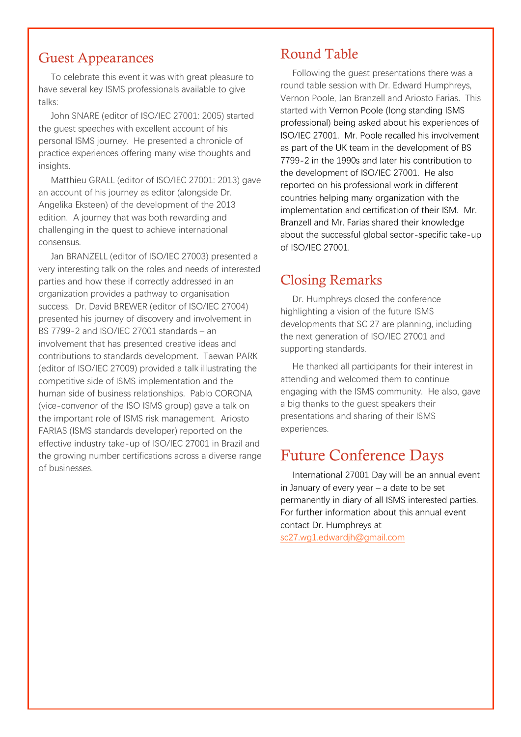## Guest Appearances

To celebrate this event it was with great pleasure to have several key ISMS professionals available to give talks:

John SNARE (editor of ISO/IEC 27001: 2005) started the guest speeches with excellent account of his personal ISMS journey. He presented a chronicle of practice experiences offering many wise thoughts and insights.

Matthieu GRALL (editor of ISO/IEC 27001: 2013) gave an account of his journey as editor (alongside Dr. Angelika Eksteen) of the development of the 2013 edition. A journey that was both rewarding and challenging in the quest to achieve international consensus.

Jan BRANZELL (editor of ISO/IEC 27003) presented a very interesting talk on the roles and needs of interested parties and how these if correctly addressed in an organization provides a pathway to organisation success. Dr. David BREWER (editor of ISO/IEC 27004) presented his journey of discovery and involvement in BS 7799-2 and ISO/IEC 27001 standards – an involvement that has presented creative ideas and contributions to standards development. Taewan PARK (editor of ISO/IEC 27009) provided a talk illustrating the competitive side of ISMS implementation and the human side of business relationships. Pablo CORONA (vice-convenor of the ISO ISMS group) gave a talk on the important role of ISMS risk management. Ariosto FARIAS (ISMS standards developer) reported on the effective industry take-up of ISO/IEC 27001 in Brazil and the growing number certifications across a diverse range of businesses.

## Round Table

Following the guest presentations there was a round table session with Dr. Edward Humphreys, Vernon Poole, Jan Branzell and Ariosto Farias. This started with Vernon Poole (long standing ISMS professional) being asked about his experiences of ISO/IEC 27001. Mr. Poole recalled his involvement as part of the UK team in the development of BS 7799-2 in the 1990s and later his contribution to the development of ISO/IEC 27001. He also reported on his professional work in different countries helping many organization with the implementation and certification of their ISM. Mr. Branzell and Mr. Farias shared their knowledge about the successful global sector-specific take-up of ISO/IEC 27001.

## Closing Remarks

Dr. Humphreys closed the conference highlighting a vision of the future ISMS developments that SC 27 are planning, including the next generation of ISO/IEC 27001 and supporting standards.

He thanked all participants for their interest in attending and welcomed them to continue engaging with the ISMS community. He also, gave a big thanks to the guest speakers their presentations and sharing of their ISMS experiences.

## Future Conference Days

International 27001 Day will be an annual event in January of every year – a date to be set permanently in diary of all ISMS interested parties. For further information about this annual event contact Dr. Humphreys at sc27.wg1.edwardjh@gmail.com